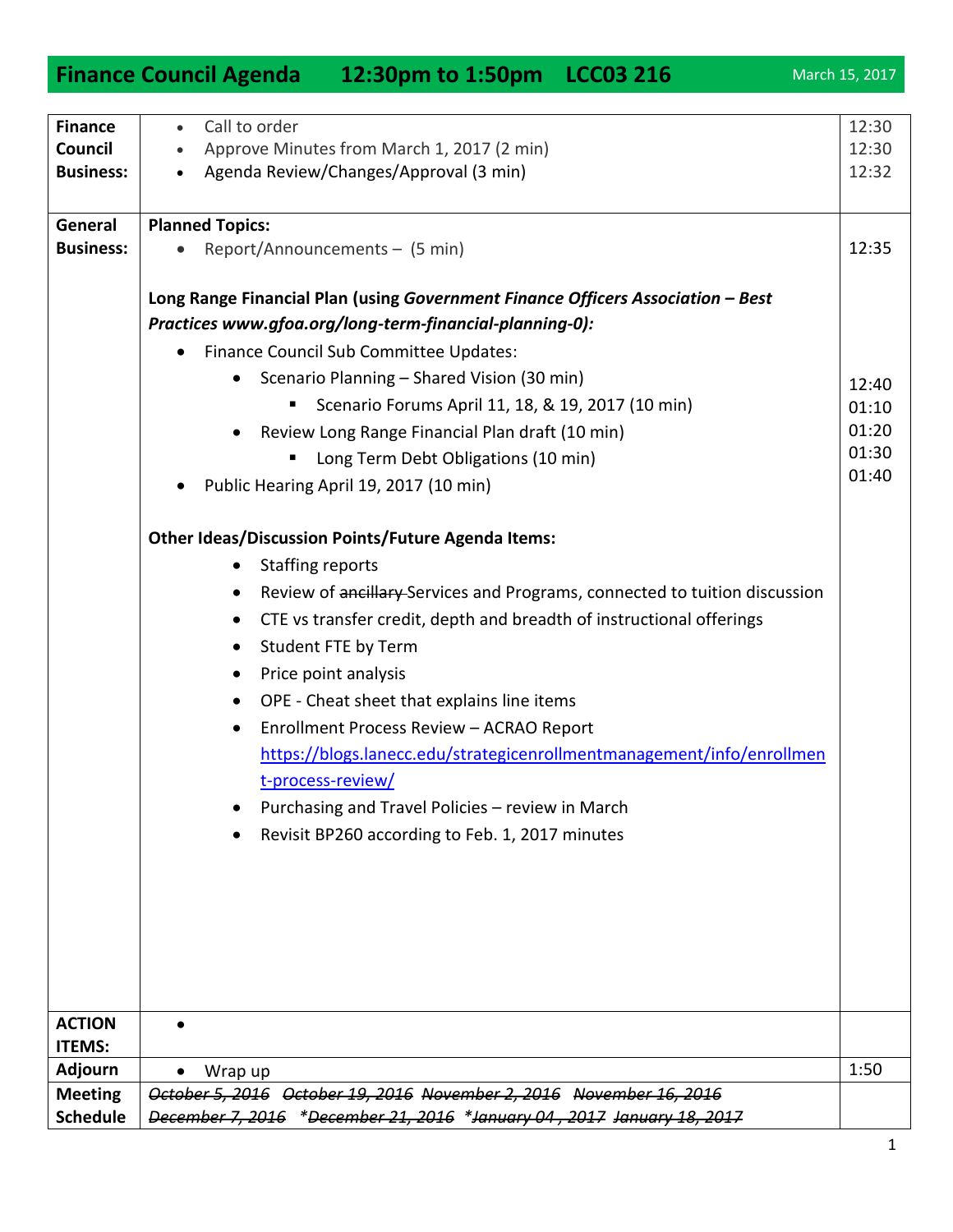# Finance Council Agenda 12:30pm to 1:50pm LCC03 216

March 15, 2017

| | | |
|---|---|---|
| **Finance Council Business:** | • Call to order<br>• Approve Minutes from March 1, 2017 (2 min)<br>• Agenda Review/Changes/Approval (3 min) | 12:30<br>12:30<br>12:32 |
| **General Business:** | **Planned Topics:**<br>• Report/Announcements – (5 min)<br><br>**Long Range Financial Plan (using *Government Finance Officers Association – Best Practices www.gfoa.org/long-term-financial-planning-0):***<br>• Finance Council Sub Committee Updates:<br>  • Scenario Planning – Shared Vision (30 min)<br>    ▪ Scenario Forums April 11, 18, & 19, 2017 (10 min)<br>  • Review Long Range Financial Plan draft (10 min)<br>    ▪ Long Term Debt Obligations (10 min)<br>• Public Hearing April 19, 2017 (10 min)<br><br>**Other Ideas/Discussion Points/Future Agenda Items:**<br>• Staffing reports<br>• Review of ~~ancillary~~ Services and Programs, connected to tuition discussion<br>• CTE vs transfer credit, depth and breadth of instructional offerings<br>• Student FTE by Term<br>• Price point analysis<br>• OPE - Cheat sheet that explains line items<br>• Enrollment Process Review – ACRAO Report https://blogs.lanecc.edu/strategicenrollmentmanagement/info/enrollment-process-review/<br>• Purchasing and Travel Policies – review in March<br>• Revisit BP260 according to Feb. 1, 2017 minutes | 12:35<br><br><br><br><br>12:40<br>01:10<br>01:20<br>01:30<br>01:40 |
| **ACTION ITEMS:** | • | |
| **Adjourn** | • Wrap up | 1:50 |
| **Meeting Schedule** | ~~October 5, 2016~~ ~~October 19, 2016~~ ~~November 2, 2016~~ ~~November 16, 2016~~ ~~December 7, 2016~~ ~~*December 21, 2016~~ ~~*January 04 , 2017~~ ~~January 18, 2017~~ | |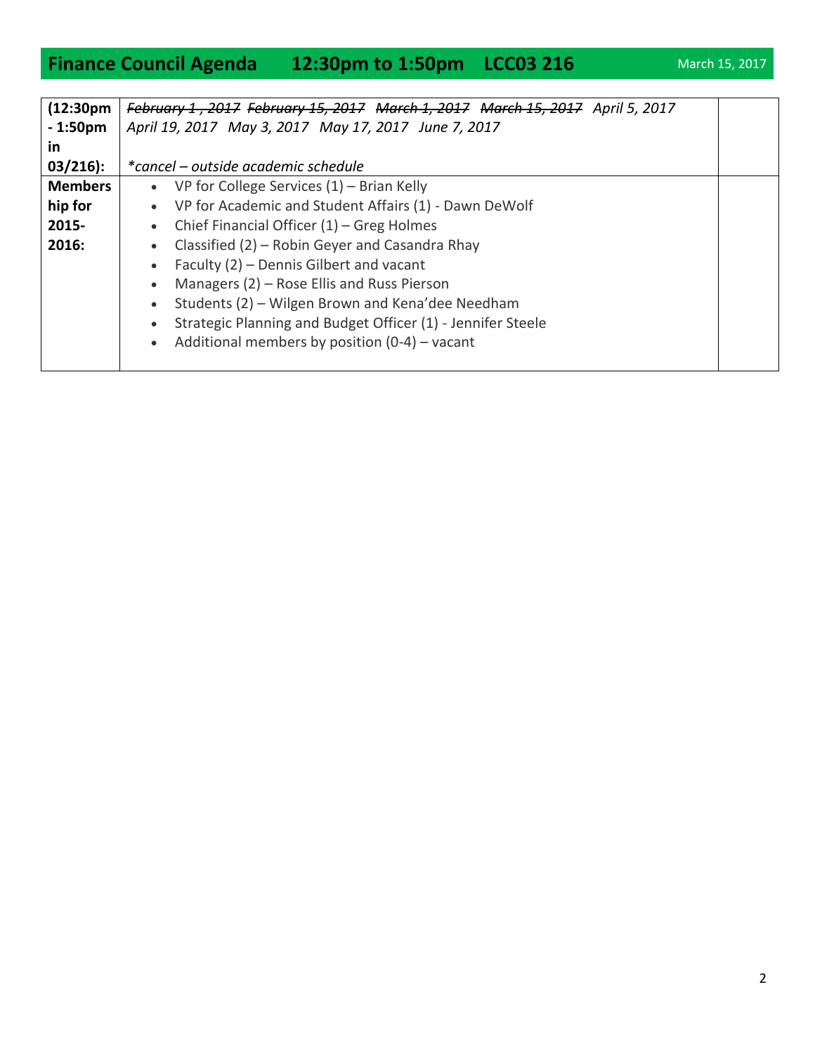# Finance Council Agenda 12:30pm to 1:50pm LCC03 216

March 15, 2017

| | | |
|---|---|---|
| **(12:30pm - 1:50pm in 03/216):** | ~~*February 1 , 2017*~~ ~~*February 15, 2017*~~ ~~*March 1, 2017*~~ ~~*March 15, 2017*~~ *April 5, 2017* *April 19, 2017* *May 3, 2017* *May 17, 2017* *June 7, 2017*<br><br>**cancel – outside academic schedule* | |
| **Membership for 2015-2016:** | • VP for College Services (1) – Brian Kelly<br>• VP for Academic and Student Affairs (1) - Dawn DeWolf<br>• Chief Financial Officer (1) – Greg Holmes<br>• Classified (2) – Robin Geyer and Casandra Rhay<br>• Faculty (2) – Dennis Gilbert and vacant<br>• Managers (2) – Rose Ellis and Russ Pierson<br>• Students (2) – Wilgen Brown and Kena'dee Needham<br>• Strategic Planning and Budget Officer (1) - Jennifer Steele<br>• Additional members by position (0-4) – vacant | |